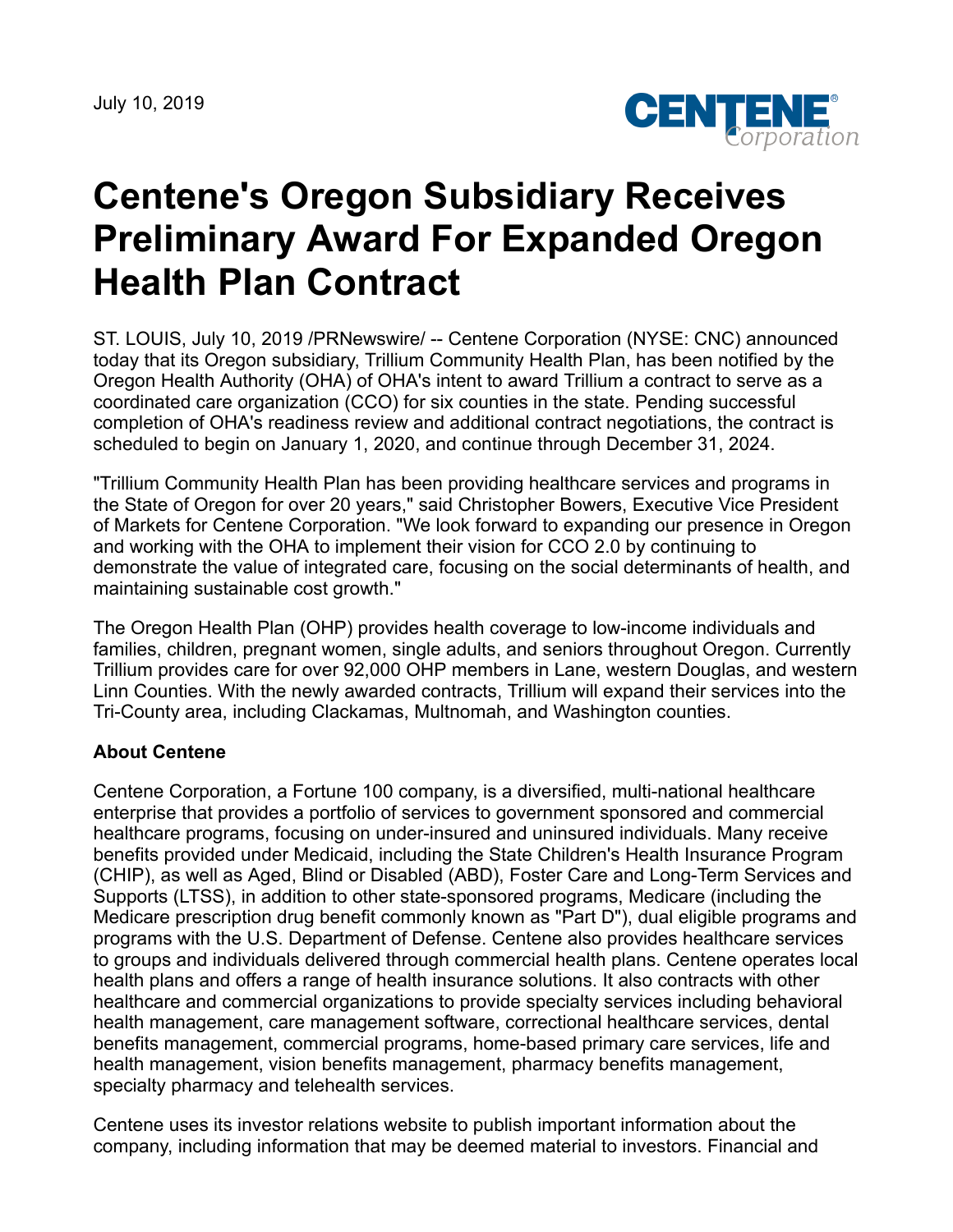July 10, 2019

# Centene's Oregon Subsidiary Receives Preliminary Award For Expanded Oregon Health Plan Contract

ST. LOUIS, July 10, 2019 /PRNewswire/ -- Centene Corporation (NYSE: CNC) announced today that its Oregon subsidiary, Trillium Community Health Plan, has been notified by the Oregon Health Authority (OHA) of OHA's intent to award Trillium a contract to serve as a coordinated care organization (CCO) for six counties in the state. Pending successful completion of OHA's readiness review and additional contract negotiations, the contract is scheduled to begin on January 1, 2020, and continue through December 31, 2024.

"Trillium Community Health Plan has been providing healthcare services and programs in the State of Oregon for over 20 years," said Christopher Bowers, Executive Vice President of Markets for Centene Corporation. "We look forward to expanding our presence in Oregon and working with the OHA to implement their vision for CCO 2.0 by continuing to demonstrate the value of integrated care, focusing on the social determinants of health, and maintaining sustainable cost growth."

The Oregon Health Plan (OHP) provides health coverage to low-income individuals and families, children, pregnant women, single adults, and seniors throughout Oregon. Currently Trillium provides care for over 92,000 OHP members in Lane, western Douglas, and western Linn Counties. With the newly awarded contracts, Trillium will expand their services into the Tri-County area, including Clackamas, Multnomah, and Washington counties.

**About Centene**

Centene Corporation, a Fortune 100 company, is a diversified, multi-national healthcare enterprise that provides a portfolio of services to government sponsored and commercial healthcare programs, focusing on under-insured and uninsured individuals. Many receive benefits provided under Medicaid, including the State Children's Health Insurance Program (CHIP), as well as Aged, Blind or Disabled (ABD), Foster Care and Long-Term Services and Supports (LTSS), in addition to other state-sponsored programs, Medicare (including the Medicare prescription drug benefit commonly known as "Part D"), dual eligible programs and programs with the U.S. Department of Defense. Centene also provides healthcare services to groups and individuals delivered through commercial health plans. Centene operates local health plans and offers a range of health insurance solutions. It also contracts with other healthcare and commercial organizations to provide specialty services including behavioral health management, care management software, correctional healthcare services, dental benefits management, commercial programs, home-based primary care services, life and health management, vision benefits management, pharmacy benefits management, specialty pharmacy and telehealth services.

Centene uses its investor relations website to publish important information about the company, including information that may be deemed material to investors. Financial and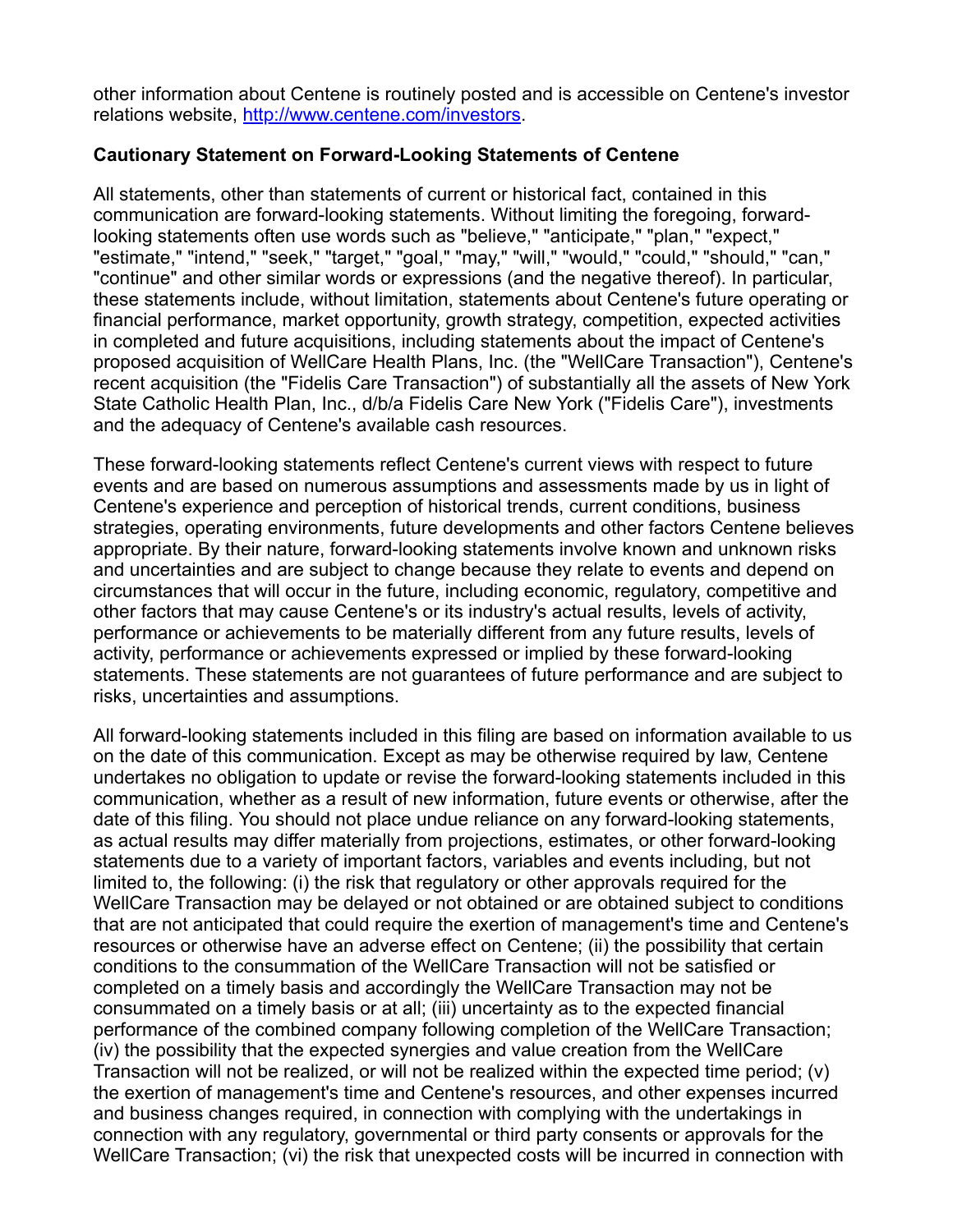other information about Centene is routinely posted and is accessible on Centene's investor relations website, [http://www.centene.com/investors](http://www.centene.com/investors).

**Cautionary Statement on Forward-Looking Statements of Centene**

All statements, other than statements of current or historical fact, contained in this communication are forward-looking statements. Without limiting the foregoing, forward-looking statements often use words such as "believe," "anticipate," "plan," "expect," "estimate," "intend," "seek," "target," "goal," "may," "will," "would," "could," "should," "can," "continue" and other similar words or expressions (and the negative thereof). In particular, these statements include, without limitation, statements about Centene's future operating or financial performance, market opportunity, growth strategy, competition, expected activities in completed and future acquisitions, including statements about the impact of Centene's proposed acquisition of WellCare Health Plans, Inc. (the "WellCare Transaction"), Centene's recent acquisition (the "Fidelis Care Transaction") of substantially all the assets of New York State Catholic Health Plan, Inc., d/b/a Fidelis Care New York ("Fidelis Care"), investments and the adequacy of Centene's available cash resources.

These forward-looking statements reflect Centene's current views with respect to future events and are based on numerous assumptions and assessments made by us in light of Centene's experience and perception of historical trends, current conditions, business strategies, operating environments, future developments and other factors Centene believes appropriate. By their nature, forward-looking statements involve known and unknown risks and uncertainties and are subject to change because they relate to events and depend on circumstances that will occur in the future, including economic, regulatory, competitive and other factors that may cause Centene's or its industry's actual results, levels of activity, performance or achievements to be materially different from any future results, levels of activity, performance or achievements expressed or implied by these forward-looking statements. These statements are not guarantees of future performance and are subject to risks, uncertainties and assumptions.

All forward-looking statements included in this filing are based on information available to us on the date of this communication. Except as may be otherwise required by law, Centene undertakes no obligation to update or revise the forward-looking statements included in this communication, whether as a result of new information, future events or otherwise, after the date of this filing. You should not place undue reliance on any forward-looking statements, as actual results may differ materially from projections, estimates, or other forward-looking statements due to a variety of important factors, variables and events including, but not limited to, the following: (i) the risk that regulatory or other approvals required for the WellCare Transaction may be delayed or not obtained or are obtained subject to conditions that are not anticipated that could require the exertion of management's time and Centene's resources or otherwise have an adverse effect on Centene; (ii) the possibility that certain conditions to the consummation of the WellCare Transaction will not be satisfied or completed on a timely basis and accordingly the WellCare Transaction may not be consummated on a timely basis or at all; (iii) uncertainty as to the expected financial performance of the combined company following completion of the WellCare Transaction; (iv) the possibility that the expected synergies and value creation from the WellCare Transaction will not be realized, or will not be realized within the expected time period; (v) the exertion of management's time and Centene's resources, and other expenses incurred and business changes required, in connection with complying with the undertakings in connection with any regulatory, governmental or third party consents or approvals for the WellCare Transaction; (vi) the risk that unexpected costs will be incurred in connection with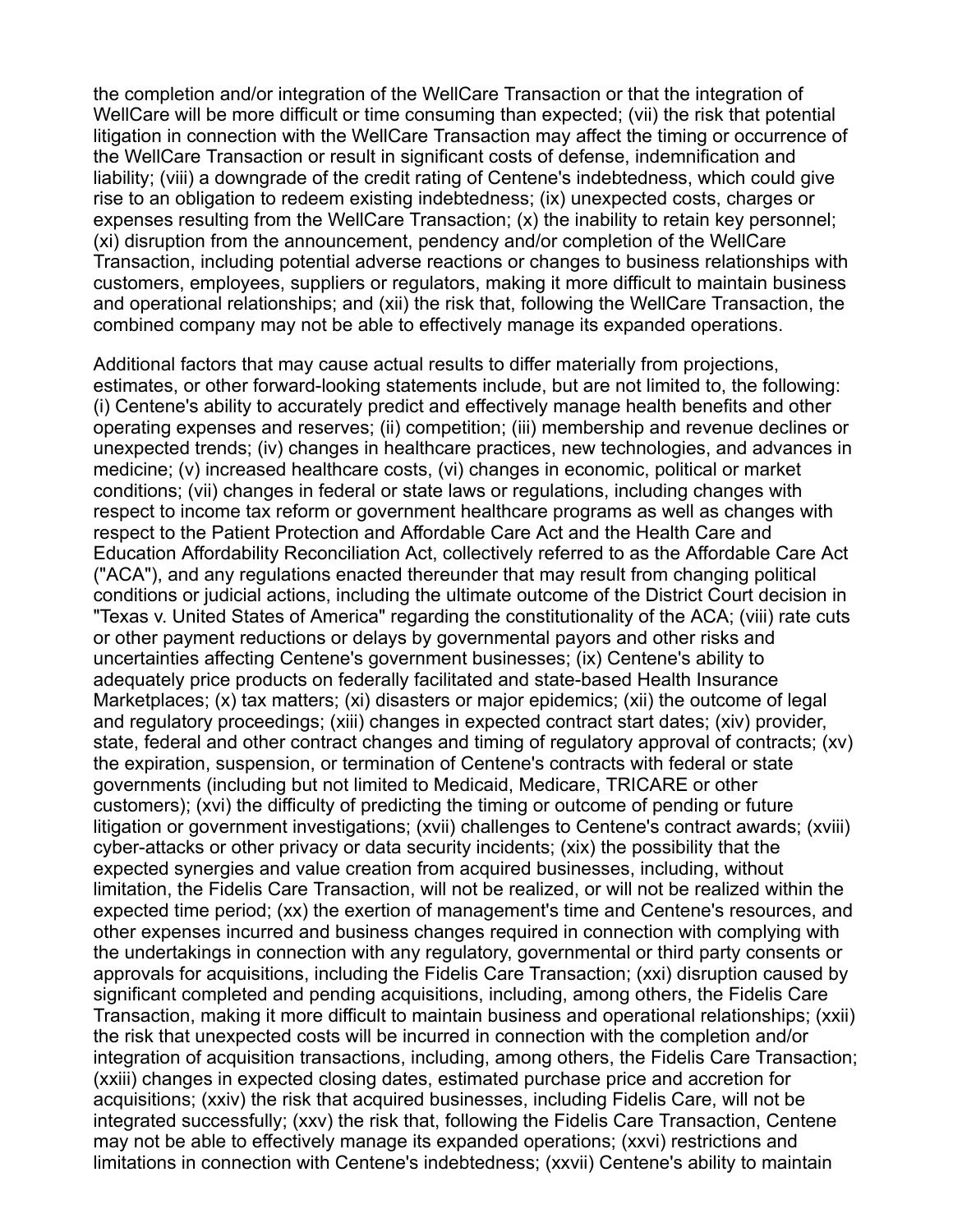the completion and/or integration of the WellCare Transaction or that the integration of WellCare will be more difficult or time consuming than expected; (vii) the risk that potential litigation in connection with the WellCare Transaction may affect the timing or occurrence of the WellCare Transaction or result in significant costs of defense, indemnification and liability; (viii) a downgrade of the credit rating of Centene's indebtedness, which could give rise to an obligation to redeem existing indebtedness; (ix) unexpected costs, charges or expenses resulting from the WellCare Transaction; (x) the inability to retain key personnel; (xi) disruption from the announcement, pendency and/or completion of the WellCare Transaction, including potential adverse reactions or changes to business relationships with customers, employees, suppliers or regulators, making it more difficult to maintain business and operational relationships; and (xii) the risk that, following the WellCare Transaction, the combined company may not be able to effectively manage its expanded operations.

Additional factors that may cause actual results to differ materially from projections, estimates, or other forward-looking statements include, but are not limited to, the following: (i) Centene's ability to accurately predict and effectively manage health benefits and other operating expenses and reserves; (ii) competition; (iii) membership and revenue declines or unexpected trends; (iv) changes in healthcare practices, new technologies, and advances in medicine; (v) increased healthcare costs, (vi) changes in economic, political or market conditions; (vii) changes in federal or state laws or regulations, including changes with respect to income tax reform or government healthcare programs as well as changes with respect to the Patient Protection and Affordable Care Act and the Health Care and Education Affordability Reconciliation Act, collectively referred to as the Affordable Care Act ("ACA"), and any regulations enacted thereunder that may result from changing political conditions or judicial actions, including the ultimate outcome of the District Court decision in "Texas v. United States of America" regarding the constitutionality of the ACA; (viii) rate cuts or other payment reductions or delays by governmental payors and other risks and uncertainties affecting Centene's government businesses; (ix) Centene's ability to adequately price products on federally facilitated and state-based Health Insurance Marketplaces; (x) tax matters; (xi) disasters or major epidemics; (xii) the outcome of legal and regulatory proceedings; (xiii) changes in expected contract start dates; (xiv) provider, state, federal and other contract changes and timing of regulatory approval of contracts; (xv) the expiration, suspension, or termination of Centene's contracts with federal or state governments (including but not limited to Medicaid, Medicare, TRICARE or other customers); (xvi) the difficulty of predicting the timing or outcome of pending or future litigation or government investigations; (xvii) challenges to Centene's contract awards; (xviii) cyber-attacks or other privacy or data security incidents; (xix) the possibility that the expected synergies and value creation from acquired businesses, including, without limitation, the Fidelis Care Transaction, will not be realized, or will not be realized within the expected time period; (xx) the exertion of management's time and Centene's resources, and other expenses incurred and business changes required in connection with complying with the undertakings in connection with any regulatory, governmental or third party consents or approvals for acquisitions, including the Fidelis Care Transaction; (xxi) disruption caused by significant completed and pending acquisitions, including, among others, the Fidelis Care Transaction, making it more difficult to maintain business and operational relationships; (xxii) the risk that unexpected costs will be incurred in connection with the completion and/or integration of acquisition transactions, including, among others, the Fidelis Care Transaction; (xxiii) changes in expected closing dates, estimated purchase price and accretion for acquisitions; (xxiv) the risk that acquired businesses, including Fidelis Care, will not be integrated successfully; (xxv) the risk that, following the Fidelis Care Transaction, Centene may not be able to effectively manage its expanded operations; (xxvi) restrictions and limitations in connection with Centene's indebtedness; (xxvii) Centene's ability to maintain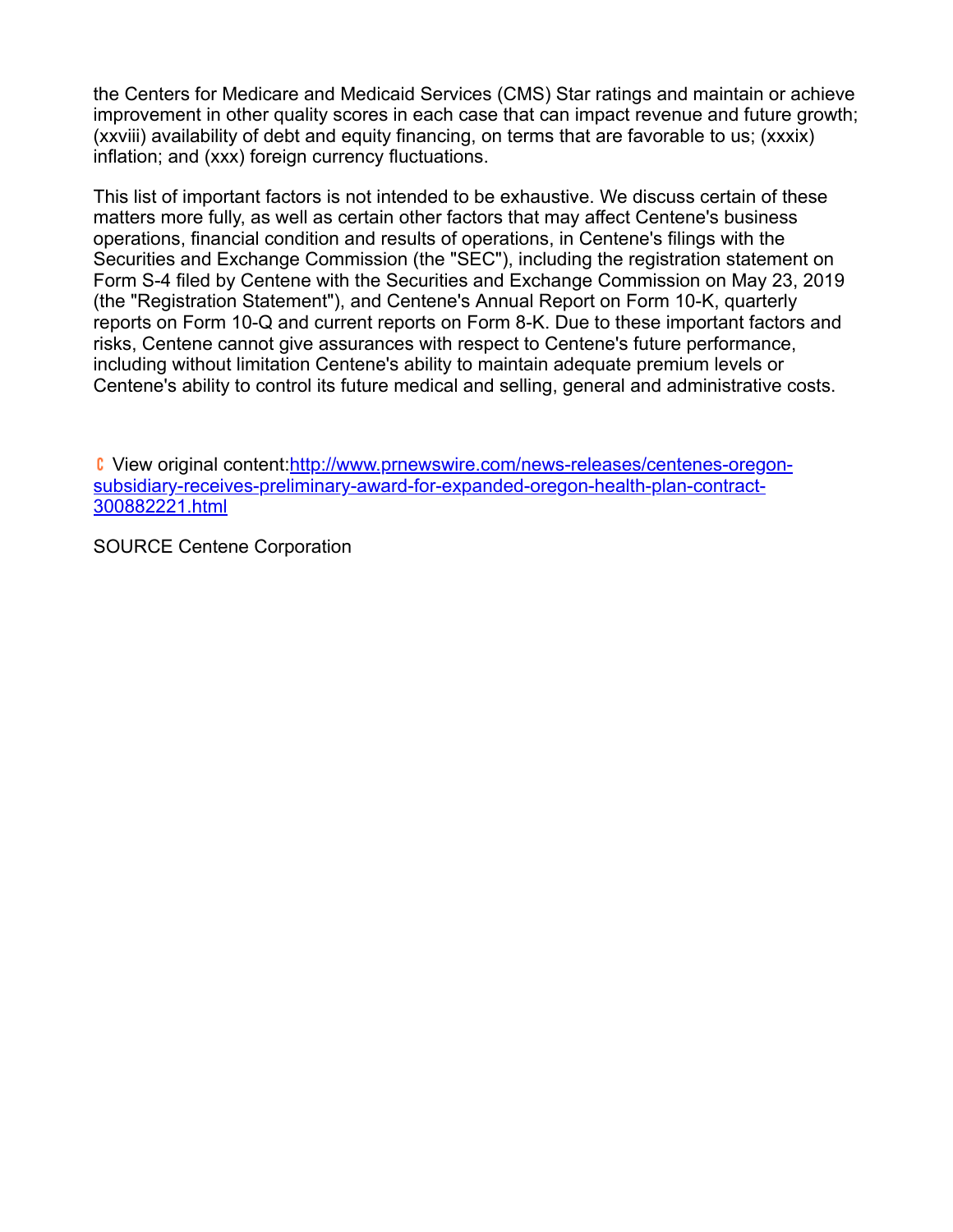the Centers for Medicare and Medicaid Services (CMS) Star ratings and maintain or achieve improvement in other quality scores in each case that can impact revenue and future growth; (xxviii) availability of debt and equity financing, on terms that are favorable to us; (xxxix) inflation; and (xxx) foreign currency fluctuations.

This list of important factors is not intended to be exhaustive. We discuss certain of these matters more fully, as well as certain other factors that may affect Centene's business operations, financial condition and results of operations, in Centene's filings with the Securities and Exchange Commission (the "SEC"), including the registration statement on Form S-4 filed by Centene with the Securities and Exchange Commission on May 23, 2019 (the "Registration Statement"), and Centene's Annual Report on Form 10-K, quarterly reports on Form 10-Q and current reports on Form 8-K. Due to these important factors and risks, Centene cannot give assurances with respect to Centene's future performance, including without limitation Centene's ability to maintain adequate premium levels or Centene's ability to control its future medical and selling, general and administrative costs.

View original content:[http://www.prnewswire.com/news-releases/centenes-oregon-subsidiary-receives-preliminary-award-for-expanded-oregon-health-plan-contract-300882221.html](http://www.prnewswire.com/news-releases/centenes-oregon-subsidiary-receives-preliminary-award-for-expanded-oregon-health-plan-contract-300882221.html)

SOURCE Centene Corporation